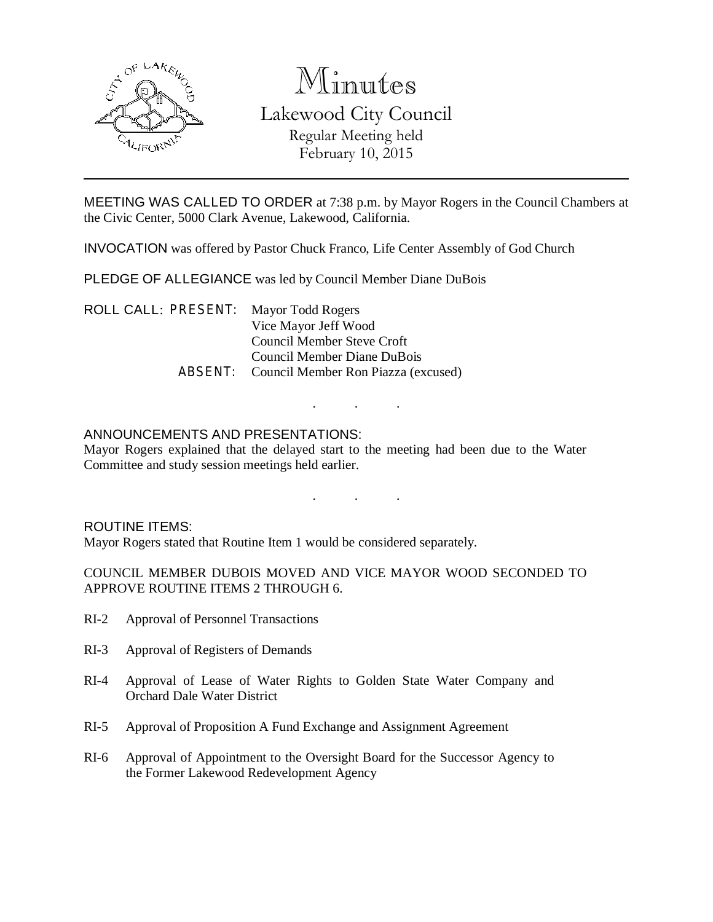# Minutes

## Lakewood City Council

Regular Meeting held
February 10, 2015

---

MEETING WAS CALLED TO ORDER at 7:38 p.m. by Mayor Rogers in the Council Chambers at the Civic Center, 5000 Clark Avenue, Lakewood, California.

INVOCATION was offered by Pastor Chuck Franco, Life Center Assembly of God Church

PLEDGE OF ALLEGIANCE was led by Council Member Diane DuBois

ROLL CALL: PRESENT: Mayor Todd Rogers
Vice Mayor Jeff Wood
Council Member Steve Croft
Council Member Diane DuBois
ABSENT: Council Member Ron Piazza (excused)

. . .

ANNOUNCEMENTS AND PRESENTATIONS:
Mayor Rogers explained that the delayed start to the meeting had been due to the Water Committee and study session meetings held earlier.

. . .

ROUTINE ITEMS:
Mayor Rogers stated that Routine Item 1 would be considered separately.

COUNCIL MEMBER DUBOIS MOVED AND VICE MAYOR WOOD SECONDED TO APPROVE ROUTINE ITEMS 2 THROUGH 6.

RI-2 Approval of Personnel Transactions

RI-3 Approval of Registers of Demands

RI-4 Approval of Lease of Water Rights to Golden State Water Company and Orchard Dale Water District

RI-5 Approval of Proposition A Fund Exchange and Assignment Agreement

RI-6 Approval of Appointment to the Oversight Board for the Successor Agency to the Former Lakewood Redevelopment Agency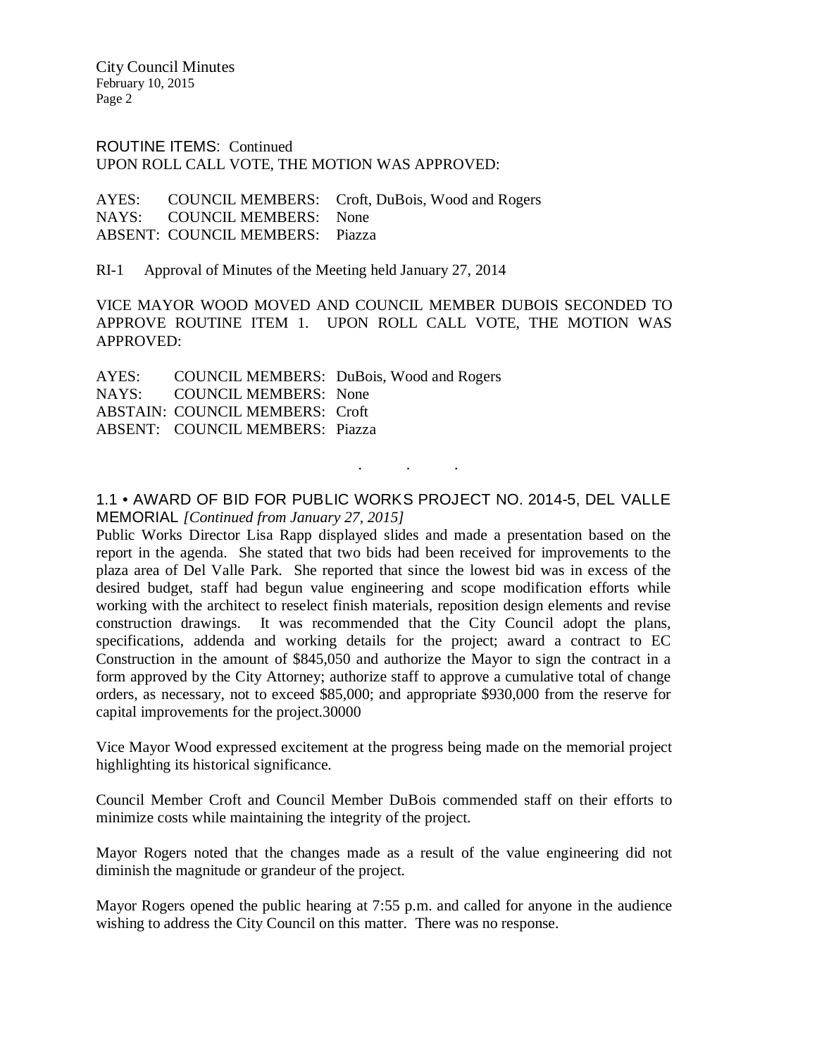ROUTINE ITEMS: Continued
UPON ROLL CALL VOTE, THE MOTION WAS APPROVED:

AYES: COUNCIL MEMBERS: Croft, DuBois, Wood and Rogers
NAYS: COUNCIL MEMBERS: None
ABSENT: COUNCIL MEMBERS: Piazza

RI-1 Approval of Minutes of the Meeting held January 27, 2014

VICE MAYOR WOOD MOVED AND COUNCIL MEMBER DUBOIS SECONDED TO APPROVE ROUTINE ITEM 1. UPON ROLL CALL VOTE, THE MOTION WAS APPROVED:

AYES: COUNCIL MEMBERS: DuBois, Wood and Rogers
NAYS: COUNCIL MEMBERS: None
ABSTAIN: COUNCIL MEMBERS: Croft
ABSENT: COUNCIL MEMBERS: Piazza

. . .

1.1 • AWARD OF BID FOR PUBLIC WORKS PROJECT NO. 2014-5, DEL VALLE MEMORIAL *[Continued from January 27, 2015]*

Public Works Director Lisa Rapp displayed slides and made a presentation based on the report in the agenda. She stated that two bids had been received for improvements to the plaza area of Del Valle Park. She reported that since the lowest bid was in excess of the desired budget, staff had begun value engineering and scope modification efforts while working with the architect to reselect finish materials, reposition design elements and revise construction drawings. It was recommended that the City Council adopt the plans, specifications, addenda and working details for the project; award a contract to EC Construction in the amount of $845,050 and authorize the Mayor to sign the contract in a form approved by the City Attorney; authorize staff to approve a cumulative total of change orders, as necessary, not to exceed $85,000; and appropriate $930,000 from the reserve for capital improvements for the project.30000

Vice Mayor Wood expressed excitement at the progress being made on the memorial project highlighting its historical significance.

Council Member Croft and Council Member DuBois commended staff on their efforts to minimize costs while maintaining the integrity of the project.

Mayor Rogers noted that the changes made as a result of the value engineering did not diminish the magnitude or grandeur of the project.

Mayor Rogers opened the public hearing at 7:55 p.m. and called for anyone in the audience wishing to address the City Council on this matter. There was no response.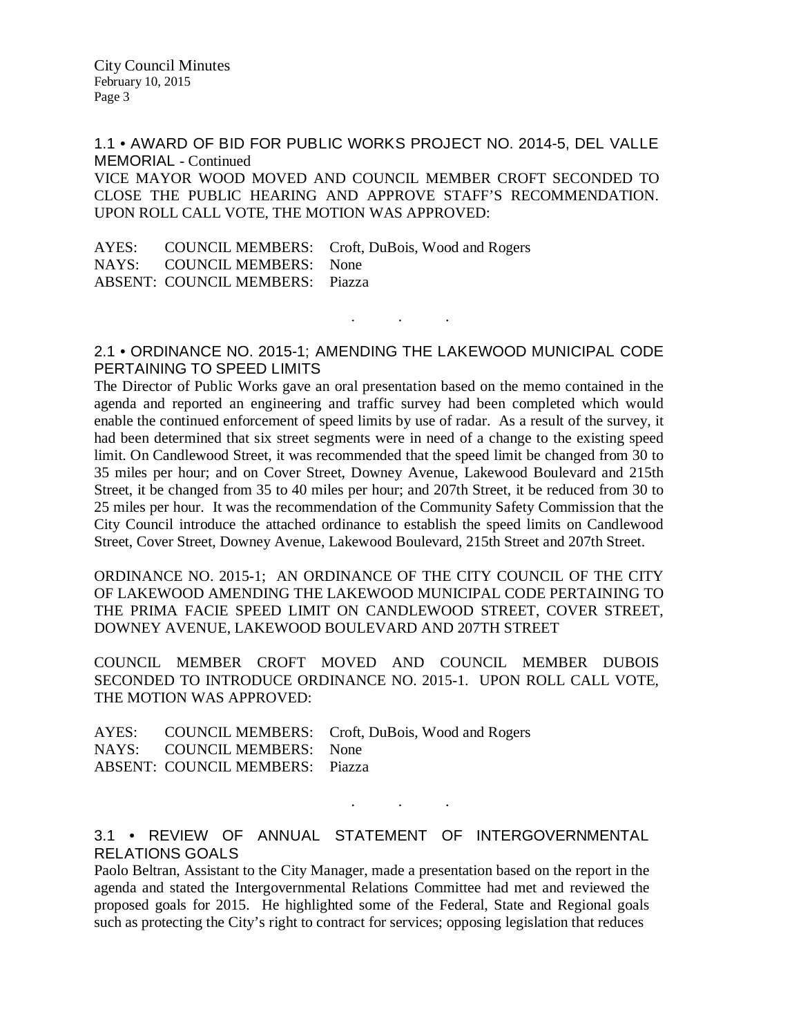## 1.1 • AWARD OF BID FOR PUBLIC WORKS PROJECT NO. 2014-5, DEL VALLE MEMORIAL - Continued

VICE MAYOR WOOD MOVED AND COUNCIL MEMBER CROFT SECONDED TO CLOSE THE PUBLIC HEARING AND APPROVE STAFF'S RECOMMENDATION. UPON ROLL CALL VOTE, THE MOTION WAS APPROVED:

AYES: COUNCIL MEMBERS: Croft, DuBois, Wood and Rogers
NAYS: COUNCIL MEMBERS: None
ABSENT: COUNCIL MEMBERS: Piazza

. . .

## 2.1 • ORDINANCE NO. 2015-1; AMENDING THE LAKEWOOD MUNICIPAL CODE PERTAINING TO SPEED LIMITS

The Director of Public Works gave an oral presentation based on the memo contained in the agenda and reported an engineering and traffic survey had been completed which would enable the continued enforcement of speed limits by use of radar. As a result of the survey, it had been determined that six street segments were in need of a change to the existing speed limit. On Candlewood Street, it was recommended that the speed limit be changed from 30 to 35 miles per hour; and on Cover Street, Downey Avenue, Lakewood Boulevard and 215th Street, it be changed from 35 to 40 miles per hour; and 207th Street, it be reduced from 30 to 25 miles per hour. It was the recommendation of the Community Safety Commission that the City Council introduce the attached ordinance to establish the speed limits on Candlewood Street, Cover Street, Downey Avenue, Lakewood Boulevard, 215th Street and 207th Street.

ORDINANCE NO. 2015-1; AN ORDINANCE OF THE CITY COUNCIL OF THE CITY OF LAKEWOOD AMENDING THE LAKEWOOD MUNICIPAL CODE PERTAINING TO THE PRIMA FACIE SPEED LIMIT ON CANDLEWOOD STREET, COVER STREET, DOWNEY AVENUE, LAKEWOOD BOULEVARD AND 207TH STREET

COUNCIL MEMBER CROFT MOVED AND COUNCIL MEMBER DUBOIS SECONDED TO INTRODUCE ORDINANCE NO. 2015-1. UPON ROLL CALL VOTE, THE MOTION WAS APPROVED:

AYES: COUNCIL MEMBERS: Croft, DuBois, Wood and Rogers
NAYS: COUNCIL MEMBERS: None
ABSENT: COUNCIL MEMBERS: Piazza

. . .

## 3.1 • REVIEW OF ANNUAL STATEMENT OF INTERGOVERNMENTAL RELATIONS GOALS

Paolo Beltran, Assistant to the City Manager, made a presentation based on the report in the agenda and stated the Intergovernmental Relations Committee had met and reviewed the proposed goals for 2015. He highlighted some of the Federal, State and Regional goals such as protecting the City's right to contract for services; opposing legislation that reduces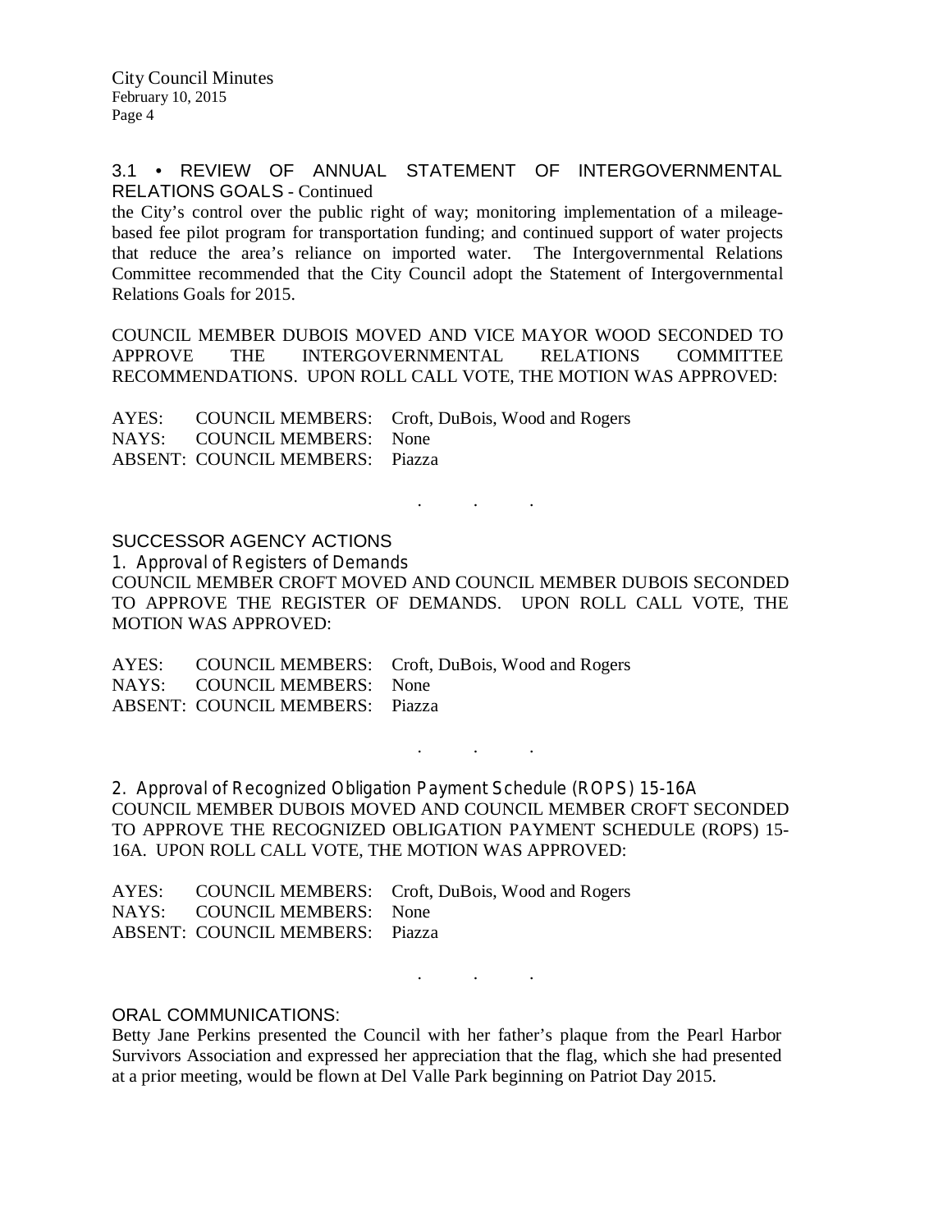### 3.1 • REVIEW OF ANNUAL STATEMENT OF INTERGOVERNMENTAL RELATIONS GOALS - Continued

the City's control over the public right of way; monitoring implementation of a mileage-based fee pilot program for transportation funding; and continued support of water projects that reduce the area's reliance on imported water. The Intergovernmental Relations Committee recommended that the City Council adopt the Statement of Intergovernmental Relations Goals for 2015.

COUNCIL MEMBER DUBOIS MOVED AND VICE MAYOR WOOD SECONDED TO APPROVE THE INTERGOVERNMENTAL RELATIONS COMMITTEE RECOMMENDATIONS. UPON ROLL CALL VOTE, THE MOTION WAS APPROVED:

AYES: COUNCIL MEMBERS: Croft, DuBois, Wood and Rogers
NAYS: COUNCIL MEMBERS: None
ABSENT: COUNCIL MEMBERS: Piazza

. . .

## SUCCESSOR AGENCY ACTIONS

### 1. Approval of Registers of Demands

COUNCIL MEMBER CROFT MOVED AND COUNCIL MEMBER DUBOIS SECONDED TO APPROVE THE REGISTER OF DEMANDS. UPON ROLL CALL VOTE, THE MOTION WAS APPROVED:

AYES: COUNCIL MEMBERS: Croft, DuBois, Wood and Rogers
NAYS: COUNCIL MEMBERS: None
ABSENT: COUNCIL MEMBERS: Piazza

. . .

### 2. Approval of Recognized Obligation Payment Schedule (ROPS) 15-16A

COUNCIL MEMBER DUBOIS MOVED AND COUNCIL MEMBER CROFT SECONDED TO APPROVE THE RECOGNIZED OBLIGATION PAYMENT SCHEDULE (ROPS) 15-16A. UPON ROLL CALL VOTE, THE MOTION WAS APPROVED:

AYES: COUNCIL MEMBERS: Croft, DuBois, Wood and Rogers
NAYS: COUNCIL MEMBERS: None
ABSENT: COUNCIL MEMBERS: Piazza

. . .

## ORAL COMMUNICATIONS:

Betty Jane Perkins presented the Council with her father's plaque from the Pearl Harbor Survivors Association and expressed her appreciation that the flag, which she had presented at a prior meeting, would be flown at Del Valle Park beginning on Patriot Day 2015.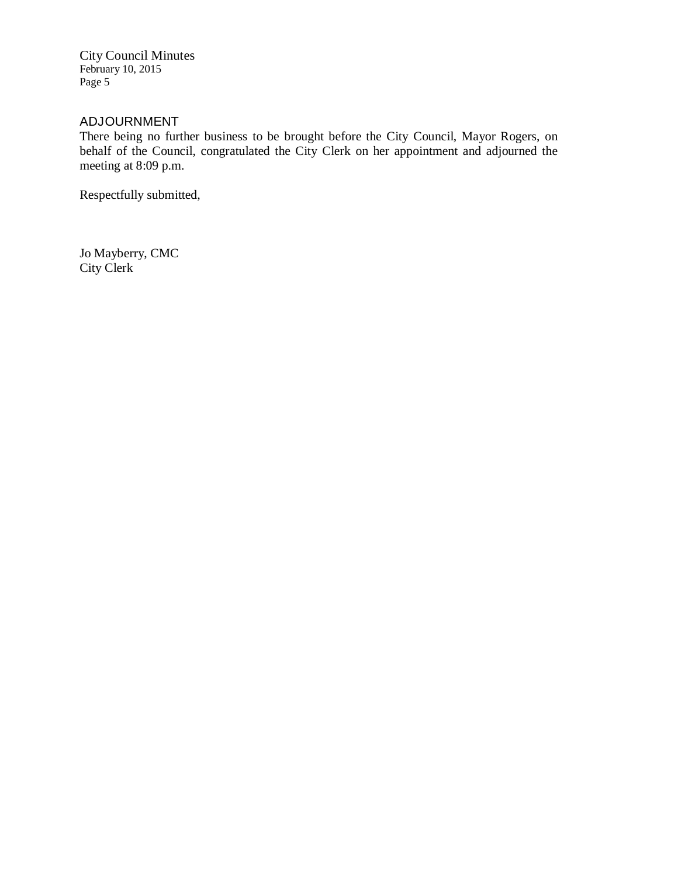## ADJOURNMENT

There being no further business to be brought before the City Council, Mayor Rogers, on behalf of the Council, congratulated the City Clerk on her appointment and adjourned the meeting at 8:09 p.m.

Respectfully submitted,

Jo Mayberry, CMC
City Clerk